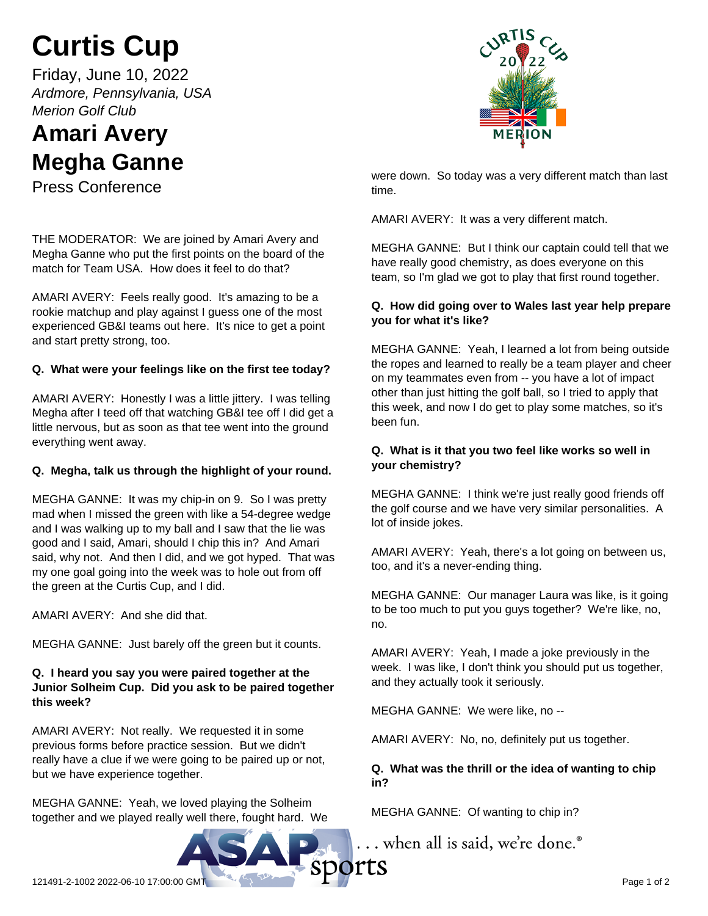# Curtis Cup

Friday, June 10, 2022

*Ardmore, Pennsylvania, USA*

*Merion Golf Club*

# Amari Avery
# Megha Ganne

Press Conference

THE MODERATOR: We are joined by Amari Avery and Megha Ganne who put the first points on the board of the match for Team USA. How does it feel to do that?

AMARI AVERY: Feels really good. It's amazing to be a rookie matchup and play against I guess one of the most experienced GB&I teams out here. It's nice to get a point and start pretty strong, too.

**Q. What were your feelings like on the first tee today?**

AMARI AVERY: Honestly I was a little jittery. I was telling Megha after I teed off that watching GB&I tee off I did get a little nervous, but as soon as that tee went into the ground everything went away.

**Q. Megha, talk us through the highlight of your round.**

MEGHA GANNE: It was my chip-in on 9. So I was pretty mad when I missed the green with like a 54-degree wedge and I was walking up to my ball and I saw that the lie was good and I said, Amari, should I chip this in? And Amari said, why not. And then I did, and we got hyped. That was my one goal going into the week was to hole out from off the green at the Curtis Cup, and I did.

AMARI AVERY: And she did that.

MEGHA GANNE: Just barely off the green but it counts.

**Q. I heard you say you were paired together at the Junior Solheim Cup. Did you ask to be paired together this week?**

AMARI AVERY: Not really. We requested it in some previous forms before practice session. But we didn't really have a clue if we were going to be paired up or not, but we have experience together.

MEGHA GANNE: Yeah, we loved playing the Solheim together and we played really well there, fought hard. We were down. So today was a very different match than last time.

AMARI AVERY: It was a very different match.

MEGHA GANNE: But I think our captain could tell that we have really good chemistry, as does everyone on this team, so I'm glad we got to play that first round together.

**Q. How did going over to Wales last year help prepare you for what it's like?**

MEGHA GANNE: Yeah, I learned a lot from being outside the ropes and learned to really be a team player and cheer on my teammates even from -- you have a lot of impact other than just hitting the golf ball, so I tried to apply that this week, and now I do get to play some matches, so it's been fun.

**Q. What is it that you two feel like works so well in your chemistry?**

MEGHA GANNE: I think we're just really good friends off the golf course and we have very similar personalities. A lot of inside jokes.

AMARI AVERY: Yeah, there's a lot going on between us, too, and it's a never-ending thing.

MEGHA GANNE: Our manager Laura was like, is it going to be too much to put you guys together? We're like, no, no.

AMARI AVERY: Yeah, I made a joke previously in the week. I was like, I don't think you should put us together, and they actually took it seriously.

MEGHA GANNE: We were like, no --

AMARI AVERY: No, no, definitely put us together.

**Q. What was the thrill or the idea of wanting to chip in?**

MEGHA GANNE: Of wanting to chip in?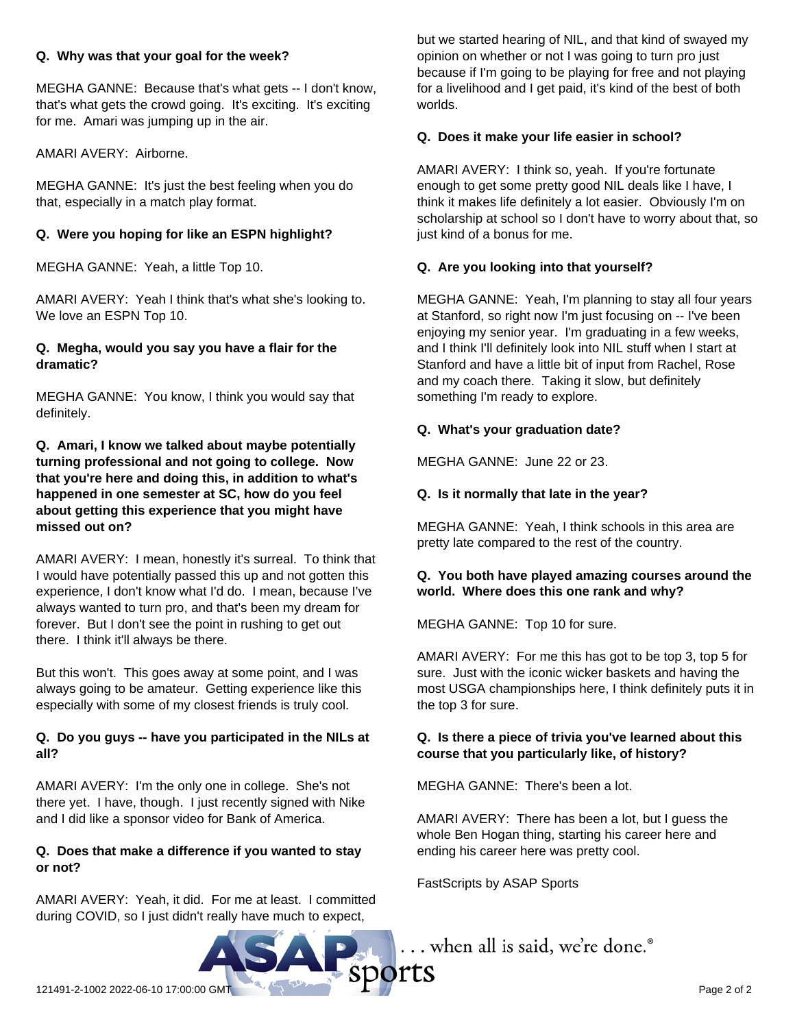**Q. Why was that your goal for the week?**

MEGHA GANNE: Because that's what gets -- I don't know, that's what gets the crowd going. It's exciting. It's exciting for me. Amari was jumping up in the air.

AMARI AVERY: Airborne.

MEGHA GANNE: It's just the best feeling when you do that, especially in a match play format.

**Q. Were you hoping for like an ESPN highlight?**

MEGHA GANNE: Yeah, a little Top 10.

AMARI AVERY: Yeah I think that's what she's looking to. We love an ESPN Top 10.

**Q. Megha, would you say you have a flair for the dramatic?**

MEGHA GANNE: You know, I think you would say that definitely.

**Q. Amari, I know we talked about maybe potentially turning professional and not going to college. Now that you're here and doing this, in addition to what's happened in one semester at SC, how do you feel about getting this experience that you might have missed out on?**

AMARI AVERY: I mean, honestly it's surreal. To think that I would have potentially passed this up and not gotten this experience, I don't know what I'd do. I mean, because I've always wanted to turn pro, and that's been my dream for forever. But I don't see the point in rushing to get out there. I think it'll always be there.

But this won't. This goes away at some point, and I was always going to be amateur. Getting experience like this especially with some of my closest friends is truly cool.

**Q. Do you guys -- have you participated in the NILs at all?**

AMARI AVERY: I'm the only one in college. She's not there yet. I have, though. I just recently signed with Nike and I did like a sponsor video for Bank of America.

**Q. Does that make a difference if you wanted to stay or not?**

AMARI AVERY: Yeah, it did. For me at least. I committed during COVID, so I just didn't really have much to expect, but we started hearing of NIL, and that kind of swayed my opinion on whether or not I was going to turn pro just because if I'm going to be playing for free and not playing for a livelihood and I get paid, it's kind of the best of both worlds.

**Q. Does it make your life easier in school?**

AMARI AVERY: I think so, yeah. If you're fortunate enough to get some pretty good NIL deals like I have, I think it makes life definitely a lot easier. Obviously I'm on scholarship at school so I don't have to worry about that, so just kind of a bonus for me.

**Q. Are you looking into that yourself?**

MEGHA GANNE: Yeah, I'm planning to stay all four years at Stanford, so right now I'm just focusing on -- I've been enjoying my senior year. I'm graduating in a few weeks, and I think I'll definitely look into NIL stuff when I start at Stanford and have a little bit of input from Rachel, Rose and my coach there. Taking it slow, but definitely something I'm ready to explore.

**Q. What's your graduation date?**

MEGHA GANNE: June 22 or 23.

**Q. Is it normally that late in the year?**

MEGHA GANNE: Yeah, I think schools in this area are pretty late compared to the rest of the country.

**Q. You both have played amazing courses around the world. Where does this one rank and why?**

MEGHA GANNE: Top 10 for sure.

AMARI AVERY: For me this has got to be top 3, top 5 for sure. Just with the iconic wicker baskets and having the most USGA championships here, I think definitely puts it in the top 3 for sure.

**Q. Is there a piece of trivia you've learned about this course that you particularly like, of history?**

MEGHA GANNE: There's been a lot.

AMARI AVERY: There has been a lot, but I guess the whole Ben Hogan thing, starting his career here and ending his career here was pretty cool.

FastScripts by ASAP Sports